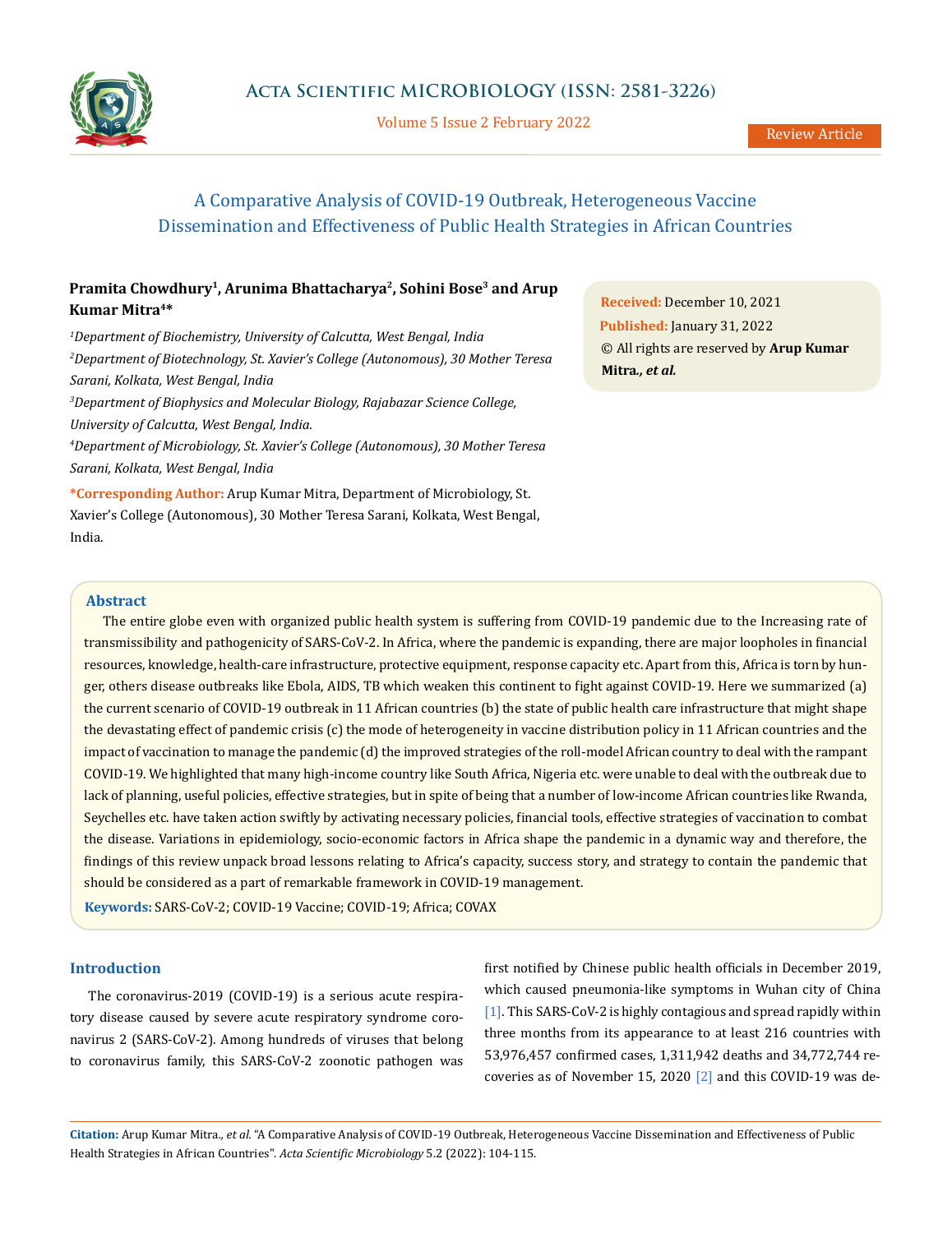# A Comparative Analysis of COVID-19 Outbreak, Heterogeneous Vaccine Dissemination and Effectiveness of Public Health Strategies in African Countries

Review Article

**Pramita Chowdhury[1], Arunima Bhattacharya[2], Sohini Bose[3] and Arup Kumar Mitra[4]***

*[1]Department of Biochemistry, University of Calcutta, West Bengal, India*

*[2]Department of Biotechnology, St. Xavier's College (Autonomous), 30 Mother Teresa Sarani, Kolkata, West Bengal, India*

*[3]Department of Biophysics and Molecular Biology, Rajabazar Science College, University of Calcutta, West Bengal, India.*

*[4]Department of Microbiology, St. Xavier's College (Autonomous), 30 Mother Teresa Sarani, Kolkata, West Bengal, India*

**\*Corresponding Author:** Arup Kumar Mitra, Department of Microbiology, St. Xavier's College (Autonomous), 30 Mother Teresa Sarani, Kolkata, West Bengal, India.

**Received:** December 10, 2021
**Published:** January 31, 2022
© All rights are reserved by **Arup Kumar Mitra*., et al.***

## Abstract

The entire globe even with organized public health system is suffering from COVID-19 pandemic due to the Increasing rate of transmissibility and pathogenicity of SARS-CoV-2. In Africa, where the pandemic is expanding, there are major loopholes in financial resources, knowledge, health-care infrastructure, protective equipment, response capacity etc. Apart from this, Africa is torn by hunger, others disease outbreaks like Ebola, AIDS, TB which weaken this continent to fight against COVID-19. Here we summarized (a) the current scenario of COVID-19 outbreak in 11 African countries (b) the state of public health care infrastructure that might shape the devastating effect of pandemic crisis (c) the mode of heterogeneity in vaccine distribution policy in 11 African countries and the impact of vaccination to manage the pandemic (d) the improved strategies of the roll-model African country to deal with the rampant COVID-19. We highlighted that many high-income country like South Africa, Nigeria etc. were unable to deal with the outbreak due to lack of planning, useful policies, effective strategies, but in spite of being that a number of low-income African countries like Rwanda, Seychelles etc. have taken action swiftly by activating necessary policies, financial tools, effective strategies of vaccination to combat the disease. Variations in epidemiology, socio-economic factors in Africa shape the pandemic in a dynamic way and therefore, the findings of this review unpack broad lessons relating to Africa's capacity, success story, and strategy to contain the pandemic that should be considered as a part of remarkable framework in COVID-19 management.

**Keywords:** SARS-CoV-2; COVID-19 Vaccine; COVID-19; Africa; COVAX

## Introduction

The coronavirus-2019 (COVID-19) is a serious acute respiratory disease caused by severe acute respiratory syndrome coronavirus 2 (SARS-CoV-2). Among hundreds of viruses that belong to coronavirus family, this SARS-CoV-2 zoonotic pathogen was first notified by Chinese public health officials in December 2019, which caused pneumonia-like symptoms in Wuhan city of China [1]. This SARS-CoV-2 is highly contagious and spread rapidly within three months from its appearance to at least 216 countries with 53,976,457 confirmed cases, 1,311,942 deaths and 34,772,744 recoveries as of November 15, 2020 [2] and this COVID-19 was de-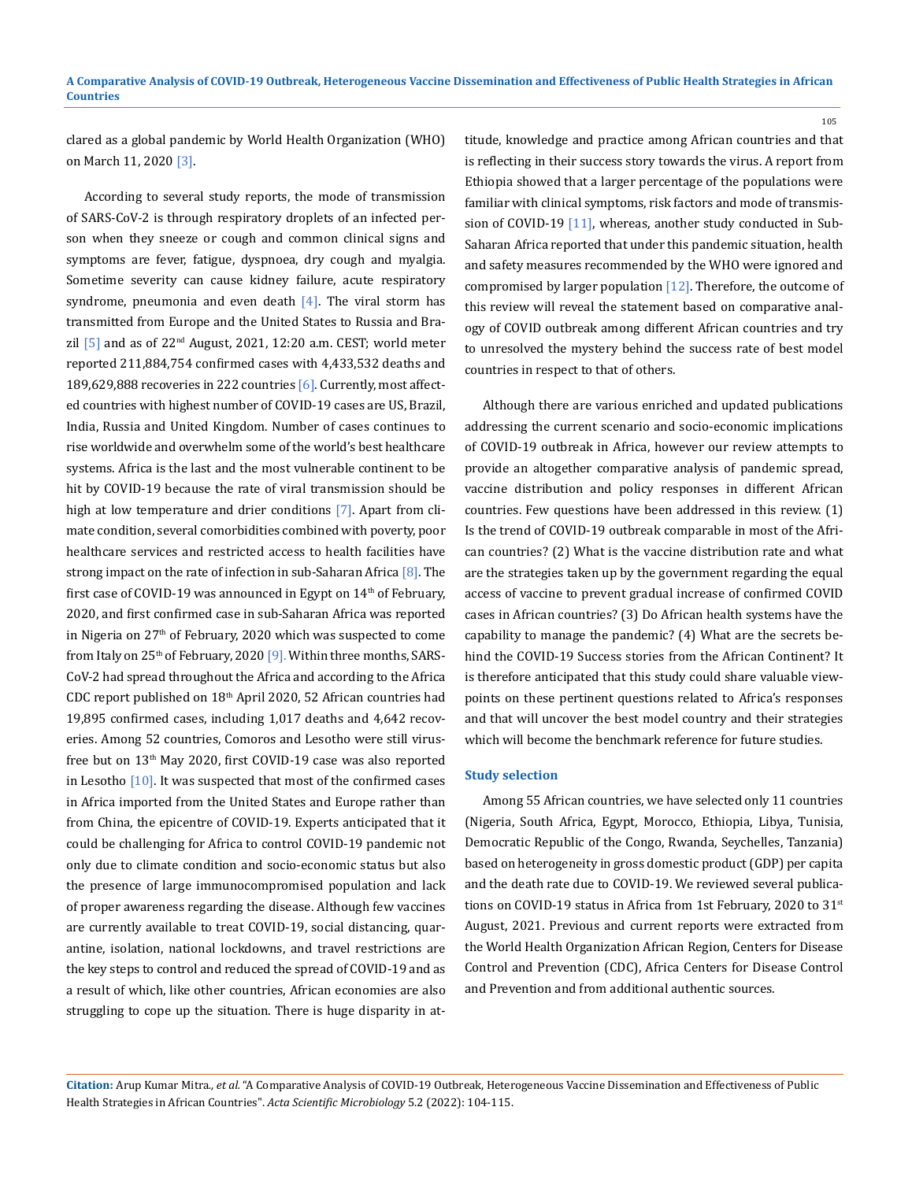clared as a global pandemic by World Health Organization (WHO) on March 11, 2020 [3].

According to several study reports, the mode of transmission of SARS-CoV-2 is through respiratory droplets of an infected person when they sneeze or cough and common clinical signs and symptoms are fever, fatigue, dyspnoea, dry cough and myalgia. Sometime severity can cause kidney failure, acute respiratory syndrome, pneumonia and even death [4]. The viral storm has transmitted from Europe and the United States to Russia and Brazil [5] and as of 22nd August, 2021, 12:20 a.m. CEST; world meter reported 211,884,754 confirmed cases with 4,433,532 deaths and 189,629,888 recoveries in 222 countries [6]. Currently, most affected countries with highest number of COVID-19 cases are US, Brazil, India, Russia and United Kingdom. Number of cases continues to rise worldwide and overwhelm some of the world's best healthcare systems. Africa is the last and the most vulnerable continent to be hit by COVID-19 because the rate of viral transmission should be high at low temperature and drier conditions [7]. Apart from climate condition, several comorbidities combined with poverty, poor healthcare services and restricted access to health facilities have strong impact on the rate of infection in sub-Saharan Africa [8]. The first case of COVID-19 was announced in Egypt on 14th of February, 2020, and first confirmed case in sub-Saharan Africa was reported in Nigeria on 27th of February, 2020 which was suspected to come from Italy on 25th of February, 2020 [9]. Within three months, SARS-CoV-2 had spread throughout the Africa and according to the Africa CDC report published on 18th April 2020, 52 African countries had 19,895 confirmed cases, including 1,017 deaths and 4,642 recoveries. Among 52 countries, Comoros and Lesotho were still virus-free but on 13th May 2020, first COVID-19 case was also reported in Lesotho [10]. It was suspected that most of the confirmed cases in Africa imported from the United States and Europe rather than from China, the epicentre of COVID-19. Experts anticipated that it could be challenging for Africa to control COVID-19 pandemic not only due to climate condition and socio-economic status but also the presence of large immunocompromised population and lack of proper awareness regarding the disease. Although few vaccines are currently available to treat COVID-19, social distancing, quarantine, isolation, national lockdowns, and travel restrictions are the key steps to control and reduced the spread of COVID-19 and as a result of which, like other countries, African economies are also struggling to cope up the situation. There is huge disparity in attitude, knowledge and practice among African countries and that is reflecting in their success story towards the virus. A report from Ethiopia showed that a larger percentage of the populations were familiar with clinical symptoms, risk factors and mode of transmission of COVID-19 [11], whereas, another study conducted in Sub-Saharan Africa reported that under this pandemic situation, health and safety measures recommended by the WHO were ignored and compromised by larger population [12]. Therefore, the outcome of this review will reveal the statement based on comparative analogy of COVID outbreak among different African countries and try to unresolved the mystery behind the success rate of best model countries in respect to that of others.

Although there are various enriched and updated publications addressing the current scenario and socio-economic implications of COVID-19 outbreak in Africa, however our review attempts to provide an altogether comparative analysis of pandemic spread, vaccine distribution and policy responses in different African countries. Few questions have been addressed in this review. (1) Is the trend of COVID-19 outbreak comparable in most of the African countries? (2) What is the vaccine distribution rate and what are the strategies taken up by the government regarding the equal access of vaccine to prevent gradual increase of confirmed COVID cases in African countries? (3) Do African health systems have the capability to manage the pandemic? (4) What are the secrets behind the COVID-19 Success stories from the African Continent? It is therefore anticipated that this study could share valuable viewpoints on these pertinent questions related to Africa's responses and that will uncover the best model country and their strategies which will become the benchmark reference for future studies.

### Study selection

Among 55 African countries, we have selected only 11 countries (Nigeria, South Africa, Egypt, Morocco, Ethiopia, Libya, Tunisia, Democratic Republic of the Congo, Rwanda, Seychelles, Tanzania) based on heterogeneity in gross domestic product (GDP) per capita and the death rate due to COVID-19. We reviewed several publications on COVID-19 status in Africa from 1st February, 2020 to 31st August, 2021. Previous and current reports were extracted from the World Health Organization African Region, Centers for Disease Control and Prevention (CDC), Africa Centers for Disease Control and Prevention and from additional authentic sources.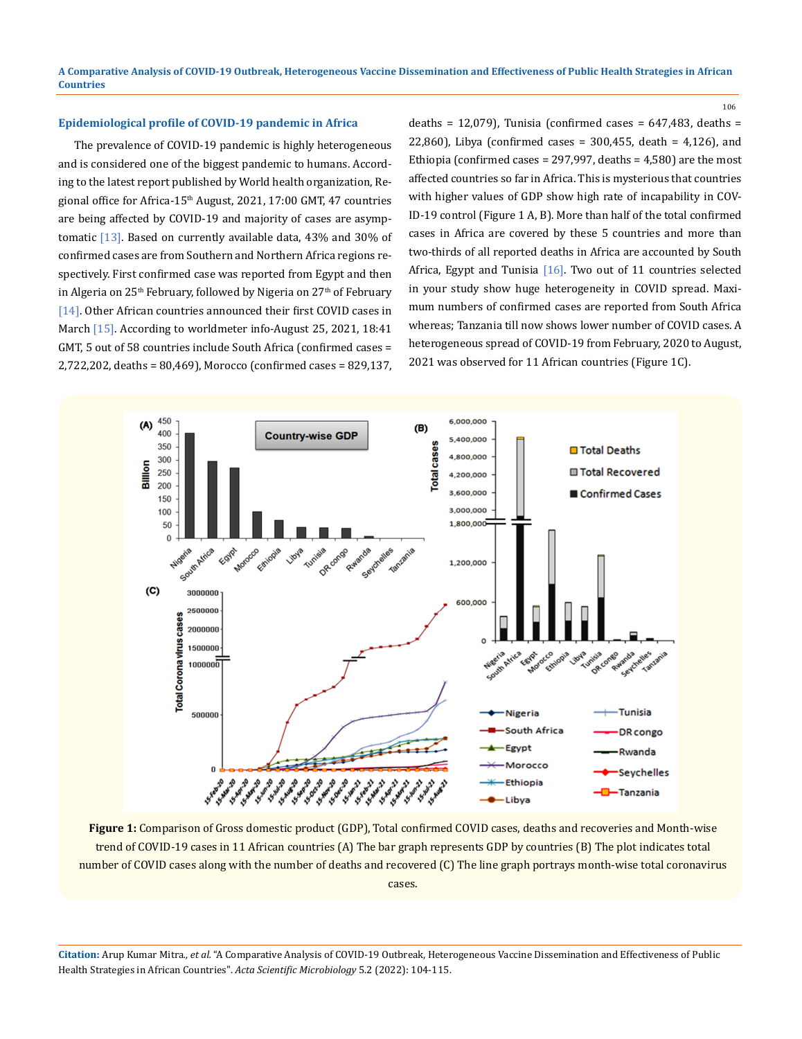### Epidemiological profile of COVID-19 pandemic in Africa

The prevalence of COVID-19 pandemic is highly heterogeneous and is considered one of the biggest pandemic to humans. According to the latest report published by World health organization, Regional office for Africa-15th August, 2021, 17:00 GMT, 47 countries are being affected by COVID-19 and majority of cases are asymptomatic [13]. Based on currently available data, 43% and 30% of confirmed cases are from Southern and Northern Africa regions respectively. First confirmed case was reported from Egypt and then in Algeria on 25th February, followed by Nigeria on 27th of February [14]. Other African countries announced their first COVID cases in March [15]. According to worldmeter info-August 25, 2021, 18:41 GMT, 5 out of 58 countries include South Africa (confirmed cases = 2,722,202, deaths = 80,469), Morocco (confirmed cases = 829,137, deaths = 12,079), Tunisia (confirmed cases = 647,483, deaths = 22,860), Libya (confirmed cases = 300,455, death = 4,126), and Ethiopia (confirmed cases = 297,997, deaths = 4,580) are the most affected countries so far in Africa. This is mysterious that countries with higher values of GDP show high rate of incapability in COVID-19 control (Figure 1 A, B). More than half of the total confirmed cases in Africa are covered by these 5 countries and more than two-thirds of all reported deaths in Africa are accounted by South Africa, Egypt and Tunisia [16]. Two out of 11 countries selected in your study show huge heterogeneity in COVID spread. Maximum numbers of confirmed cases are reported from South Africa whereas; Tanzania till now shows lower number of COVID cases. A heterogeneous spread of COVID-19 from February, 2020 to August, 2021 was observed for 11 African countries (Figure 1C).

**Figure 1:** Comparison of Gross domestic product (GDP), Total confirmed COVID cases, deaths and recoveries and Month-wise trend of COVID-19 cases in 11 African countries (A) The bar graph represents GDP by countries (B) The plot indicates total number of COVID cases along with the number of deaths and recovered (C) The line graph portrays month-wise total coronavirus cases.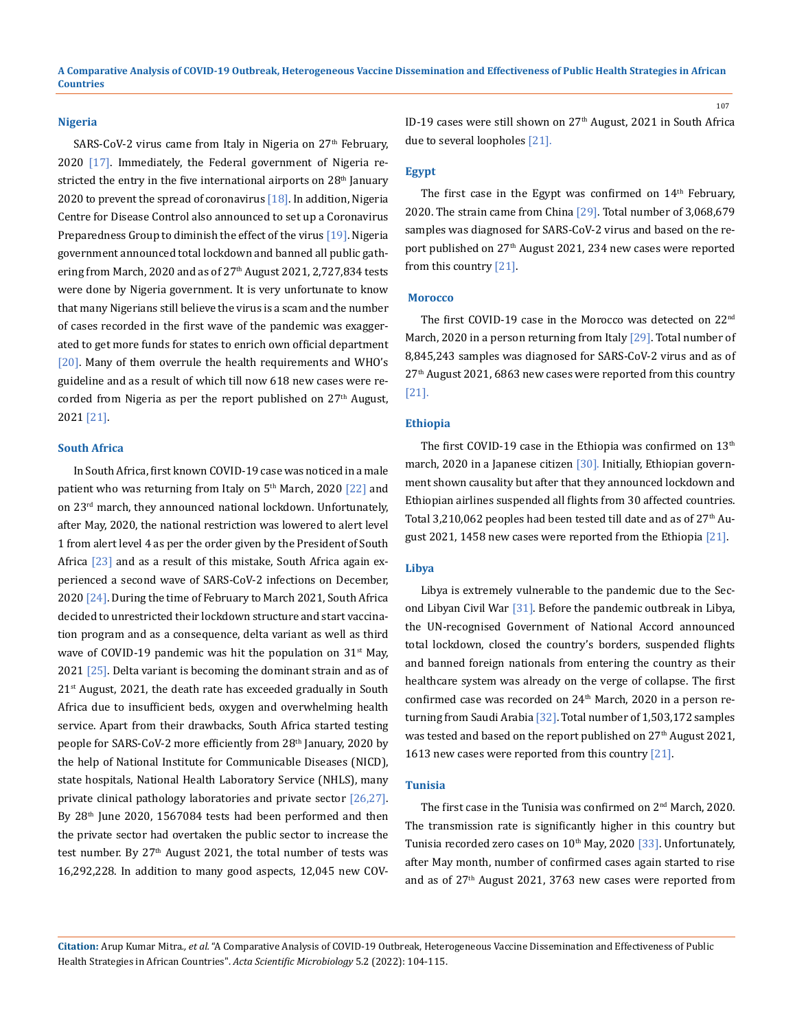## Nigeria

SARS-CoV-2 virus came from Italy in Nigeria on 27th February, 2020 [17]. Immediately, the Federal government of Nigeria restricted the entry in the five international airports on 28th January 2020 to prevent the spread of coronavirus [18]. In addition, Nigeria Centre for Disease Control also announced to set up a Coronavirus Preparedness Group to diminish the effect of the virus [19]. Nigeria government announced total lockdown and banned all public gathering from March, 2020 and as of 27th August 2021, 2,727,834 tests were done by Nigeria government. It is very unfortunate to know that many Nigerians still believe the virus is a scam and the number of cases recorded in the first wave of the pandemic was exaggerated to get more funds for states to enrich own official department [20]. Many of them overrule the health requirements and WHO's guideline and as a result of which till now 618 new cases were recorded from Nigeria as per the report published on 27th August, 2021 [21].

## South Africa

In South Africa, first known COVID-19 case was noticed in a male patient who was returning from Italy on 5th March, 2020 [22] and on 23rd march, they announced national lockdown. Unfortunately, after May, 2020, the national restriction was lowered to alert level 1 from alert level 4 as per the order given by the President of South Africa [23] and as a result of this mistake, South Africa again experienced a second wave of SARS-CoV-2 infections on December, 2020 [24]. During the time of February to March 2021, South Africa decided to unrestricted their lockdown structure and start vaccination program and as a consequence, delta variant as well as third wave of COVID-19 pandemic was hit the population on 31st May, 2021 [25]. Delta variant is becoming the dominant strain and as of 21st August, 2021, the death rate has exceeded gradually in South Africa due to insufficient beds, oxygen and overwhelming health service. Apart from their drawbacks, South Africa started testing people for SARS-CoV-2 more efficiently from 28th January, 2020 by the help of National Institute for Communicable Diseases (NICD), state hospitals, National Health Laboratory Service (NHLS), many private clinical pathology laboratories and private sector [26,27]. By 28th June 2020, 1567084 tests had been performed and then the private sector had overtaken the public sector to increase the test number. By 27th August 2021, the total number of tests was 16,292,228. In addition to many good aspects, 12,045 new COVID-19 cases were still shown on 27th August, 2021 in South Africa due to several loopholes [21].

## Egypt

The first case in the Egypt was confirmed on 14th February, 2020. The strain came from China [29]. Total number of 3,068,679 samples was diagnosed for SARS-CoV-2 virus and based on the report published on 27th August 2021, 234 new cases were reported from this country [21].

## Morocco

The first COVID-19 case in the Morocco was detected on 22nd March, 2020 in a person returning from Italy [29]. Total number of 8,845,243 samples was diagnosed for SARS-CoV-2 virus and as of 27th August 2021, 6863 new cases were reported from this country [21].

## Ethiopia

The first COVID-19 case in the Ethiopia was confirmed on 13th march, 2020 in a Japanese citizen [30]. Initially, Ethiopian government shown causality but after that they announced lockdown and Ethiopian airlines suspended all flights from 30 affected countries. Total 3,210,062 peoples had been tested till date and as of 27th August 2021, 1458 new cases were reported from the Ethiopia [21].

## Libya

Libya is extremely vulnerable to the pandemic due to the Second Libyan Civil War [31]. Before the pandemic outbreak in Libya, the UN-recognised Government of National Accord announced total lockdown, closed the country's borders, suspended flights and banned foreign nationals from entering the country as their healthcare system was already on the verge of collapse. The first confirmed case was recorded on 24th March, 2020 in a person returning from Saudi Arabia [32]. Total number of 1,503,172 samples was tested and based on the report published on 27th August 2021, 1613 new cases were reported from this country [21].

## Tunisia

The first case in the Tunisia was confirmed on 2nd March, 2020. The transmission rate is significantly higher in this country but Tunisia recorded zero cases on 10th May, 2020 [33]. Unfortunately, after May month, number of confirmed cases again started to rise and as of 27th August 2021, 3763 new cases were reported from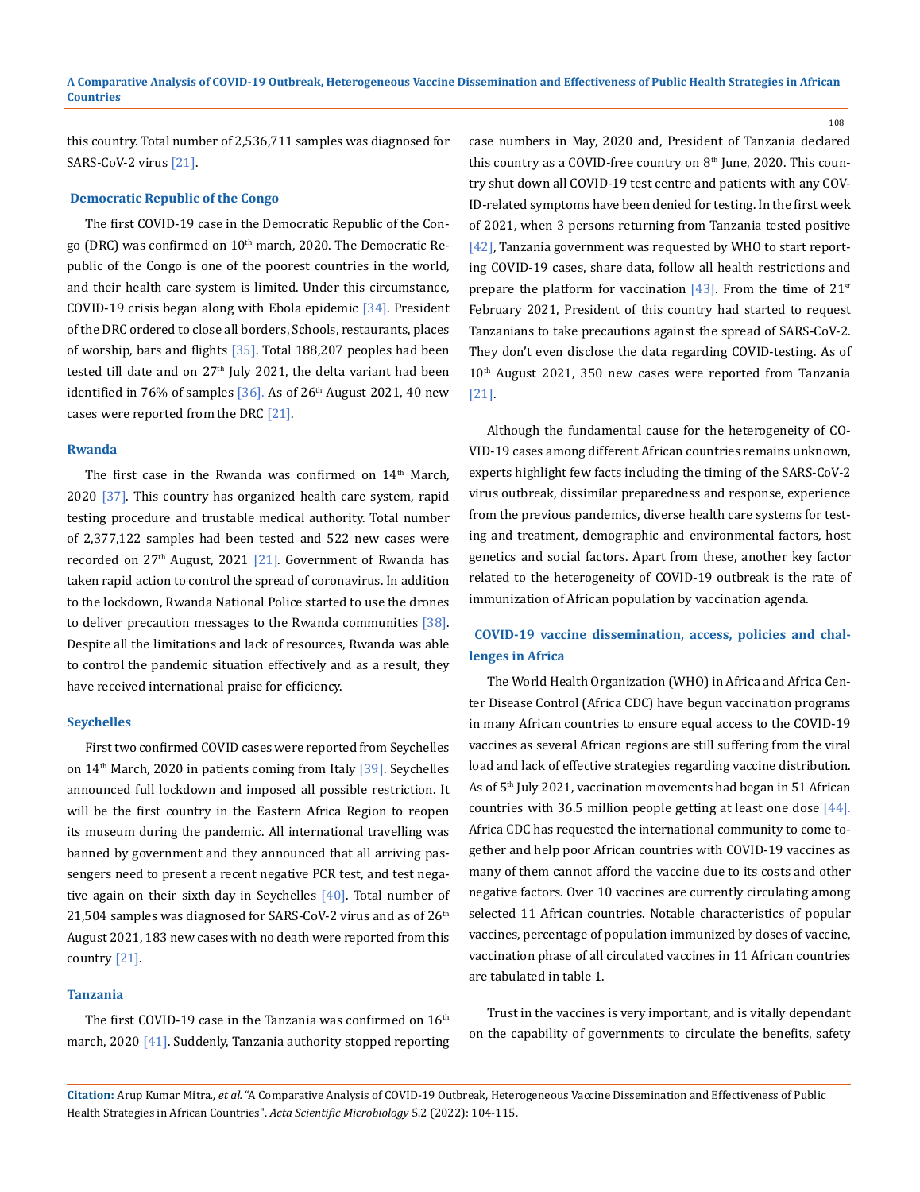this country. Total number of 2,536,711 samples was diagnosed for SARS-CoV-2 virus [21].

### Democratic Republic of the Congo

The first COVID-19 case in the Democratic Republic of the Congo (DRC) was confirmed on 10th march, 2020. The Democratic Republic of the Congo is one of the poorest countries in the world, and their health care system is limited. Under this circumstance, COVID-19 crisis began along with Ebola epidemic [34]. President of the DRC ordered to close all borders, Schools, restaurants, places of worship, bars and flights [35]. Total 188,207 peoples had been tested till date and on 27th July 2021, the delta variant had been identified in 76% of samples [36]. As of 26th August 2021, 40 new cases were reported from the DRC [21].

### Rwanda

The first case in the Rwanda was confirmed on 14th March, 2020 [37]. This country has organized health care system, rapid testing procedure and trustable medical authority. Total number of 2,377,122 samples had been tested and 522 new cases were recorded on 27th August, 2021 [21]. Government of Rwanda has taken rapid action to control the spread of coronavirus. In addition to the lockdown, Rwanda National Police started to use the drones to deliver precaution messages to the Rwanda communities [38]. Despite all the limitations and lack of resources, Rwanda was able to control the pandemic situation effectively and as a result, they have received international praise for efficiency.

### Seychelles

First two confirmed COVID cases were reported from Seychelles on 14th March, 2020 in patients coming from Italy [39]. Seychelles announced full lockdown and imposed all possible restriction. It will be the first country in the Eastern Africa Region to reopen its museum during the pandemic. All international travelling was banned by government and they announced that all arriving passengers need to present a recent negative PCR test, and test negative again on their sixth day in Seychelles [40]. Total number of 21,504 samples was diagnosed for SARS-CoV-2 virus and as of 26th August 2021, 183 new cases with no death were reported from this country [21].

### Tanzania

The first COVID-19 case in the Tanzania was confirmed on 16th march, 2020 [41]. Suddenly, Tanzania authority stopped reporting case numbers in May, 2020 and, President of Tanzania declared this country as a COVID-free country on 8th June, 2020. This country shut down all COVID-19 test centre and patients with any COVID-related symptoms have been denied for testing. In the first week of 2021, when 3 persons returning from Tanzania tested positive [42], Tanzania government was requested by WHO to start reporting COVID-19 cases, share data, follow all health restrictions and prepare the platform for vaccination [43]. From the time of 21st February 2021, President of this country had started to request Tanzanians to take precautions against the spread of SARS-CoV-2. They don't even disclose the data regarding COVID-testing. As of 10th August 2021, 350 new cases were reported from Tanzania [21].

Although the fundamental cause for the heterogeneity of COVID-19 cases among different African countries remains unknown, experts highlight few facts including the timing of the SARS-CoV-2 virus outbreak, dissimilar preparedness and response, experience from the previous pandemics, diverse health care systems for testing and treatment, demographic and environmental factors, host genetics and social factors. Apart from these, another key factor related to the heterogeneity of COVID-19 outbreak is the rate of immunization of African population by vaccination agenda.

## COVID-19 vaccine dissemination, access, policies and challenges in Africa

The World Health Organization (WHO) in Africa and Africa Center Disease Control (Africa CDC) have begun vaccination programs in many African countries to ensure equal access to the COVID-19 vaccines as several African regions are still suffering from the viral load and lack of effective strategies regarding vaccine distribution. As of 5th July 2021, vaccination movements had began in 51 African countries with 36.5 million people getting at least one dose [44]. Africa CDC has requested the international community to come together and help poor African countries with COVID-19 vaccines as many of them cannot afford the vaccine due to its costs and other negative factors. Over 10 vaccines are currently circulating among selected 11 African countries. Notable characteristics of popular vaccines, percentage of population immunized by doses of vaccine, vaccination phase of all circulated vaccines in 11 African countries are tabulated in table 1.

Trust in the vaccines is very important, and is vitally dependant on the capability of governments to circulate the benefits, safety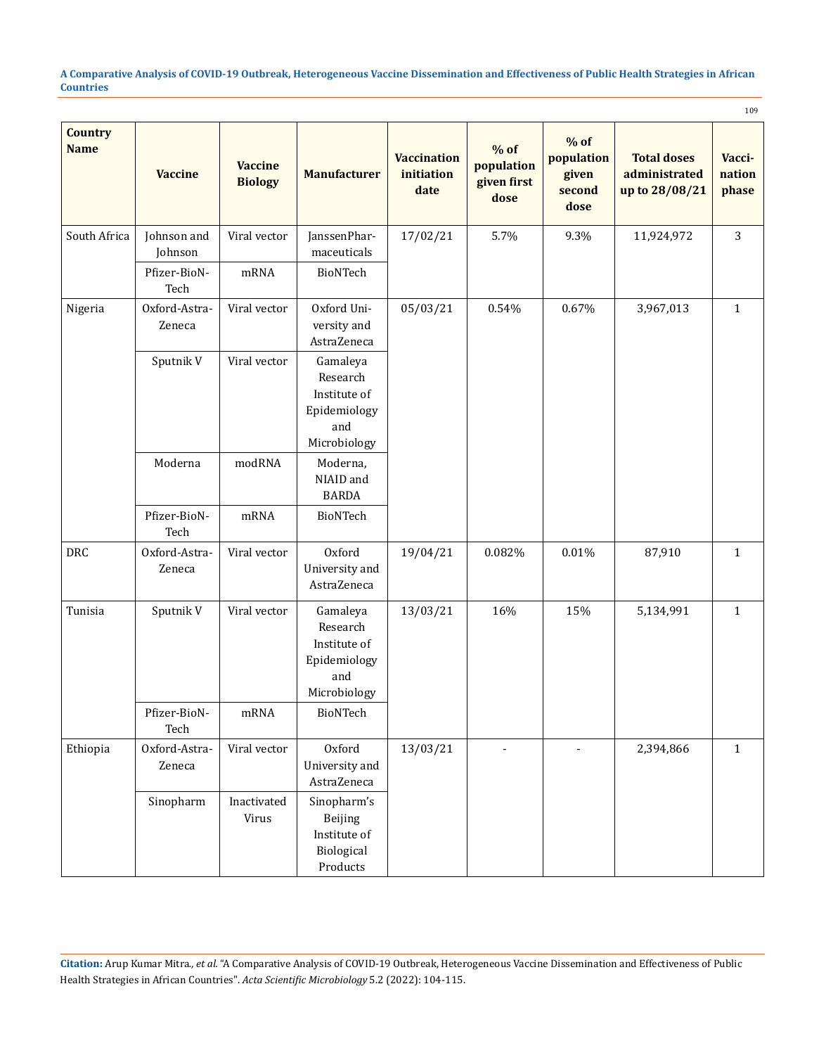| Country Name | Vaccine | Vaccine Biology | Manufacturer | Vaccination initiation date | % of population given first dose | % of population given second dose | Total doses administrated up to 28/08/21 | Vacci-nation phase |
|---|---|---|---|---|---|---|---|---|
| South Africa | Johnson and Johnson | Viral vector | JanssenPhar-maceuticals | 17/02/21 | 5.7% | 9.3% | 11,924,972 | 3 |
| | Pfizer-BioN-Tech | mRNA | BioNTech | | | | | |
| Nigeria | Oxford-Astra-Zeneca | Viral vector | Oxford Uni-versity and AstraZeneca | 05/03/21 | 0.54% | 0.67% | 3,967,013 | 1 |
| | Sputnik V | Viral vector | Gamaleya Research Institute of Epidemiology and Microbiology | | | | | |
| | Moderna | modRNA | Moderna, NIAID and BARDA | | | | | |
| | Pfizer-BioN-Tech | mRNA | BioNTech | | | | | |
| DRC | Oxford-Astra-Zeneca | Viral vector | Oxford University and AstraZeneca | 19/04/21 | 0.082% | 0.01% | 87,910 | 1 |
| Tunisia | Sputnik V | Viral vector | Gamaleya Research Institute of Epidemiology and Microbiology | 13/03/21 | 16% | 15% | 5,134,991 | 1 |
| | Pfizer-BioN-Tech | mRNA | BioNTech | | | | | |
| Ethiopia | Oxford-Astra-Zeneca | Viral vector | Oxford University and AstraZeneca | 13/03/21 | - | - | 2,394,866 | 1 |
| | Sinopharm | Inactivated Virus | Sinopharm's Beijing Institute of Biological Products | | | | | |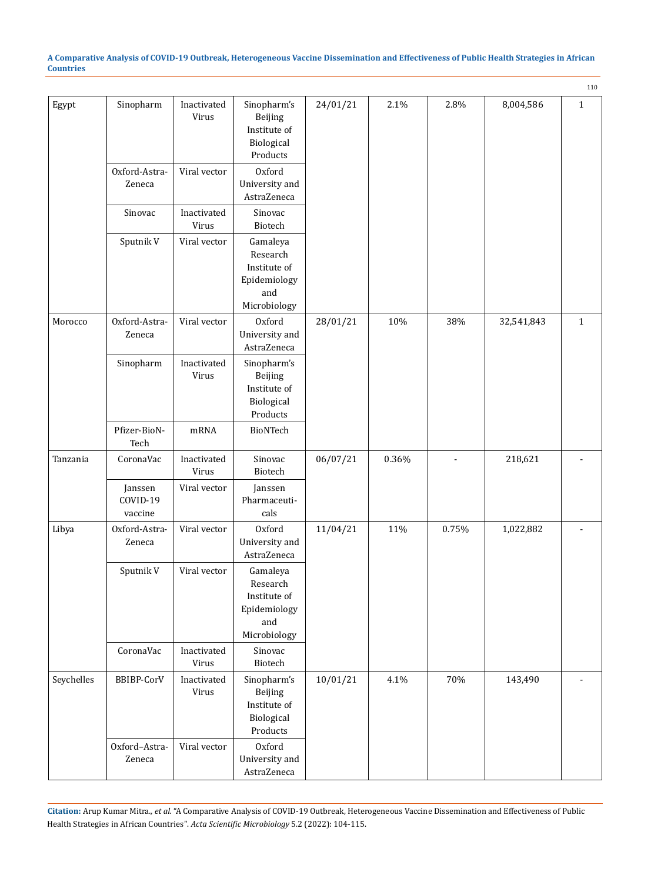| | | | | | | | | |
|---|---|---|---|---|---|---|---|---|
| Egypt | Sinopharm | Inactivated Virus | Sinopharm's Beijing Institute of Biological Products | 24/01/21 | 2.1% | 2.8% | 8,004,586 | 1 |
| | Oxford-Astra-Zeneca | Viral vector | Oxford University and AstraZeneca | | | | | |
| | Sinovac | Inactivated Virus | Sinovac Biotech | | | | | |
| | Sputnik V | Viral vector | Gamaleya Research Institute of Epidemiology and Microbiology | | | | | |
| Morocco | Oxford-Astra-Zeneca | Viral vector | Oxford University and AstraZeneca | 28/01/21 | 10% | 38% | 32,541,843 | 1 |
| | Sinopharm | Inactivated Virus | Sinopharm's Beijing Institute of Biological Products | | | | | |
| | Pfizer-BioN-Tech | mRNA | BioNTech | | | | | |
| Tanzania | CoronaVac | Inactivated Virus | Sinovac Biotech | 06/07/21 | 0.36% | - | 218,621 | - |
| | Janssen COVID-19 vaccine | Viral vector | Janssen Pharmaceuticals | | | | | |
| Libya | Oxford-Astra-Zeneca | Viral vector | Oxford University and AstraZeneca | 11/04/21 | 11% | 0.75% | 1,022,882 | - |
| | Sputnik V | Viral vector | Gamaleya Research Institute of Epidemiology and Microbiology | | | | | |
| | CoronaVac | Inactivated Virus | Sinovac Biotech | | | | | |
| Seychelles | BBIBP-CorV | Inactivated Virus | Sinopharm's Beijing Institute of Biological Products | 10/01/21 | 4.1% | 70% | 143,490 | - |
| | Oxford–Astra-Zeneca | Viral vector | Oxford University and AstraZeneca | | | | | |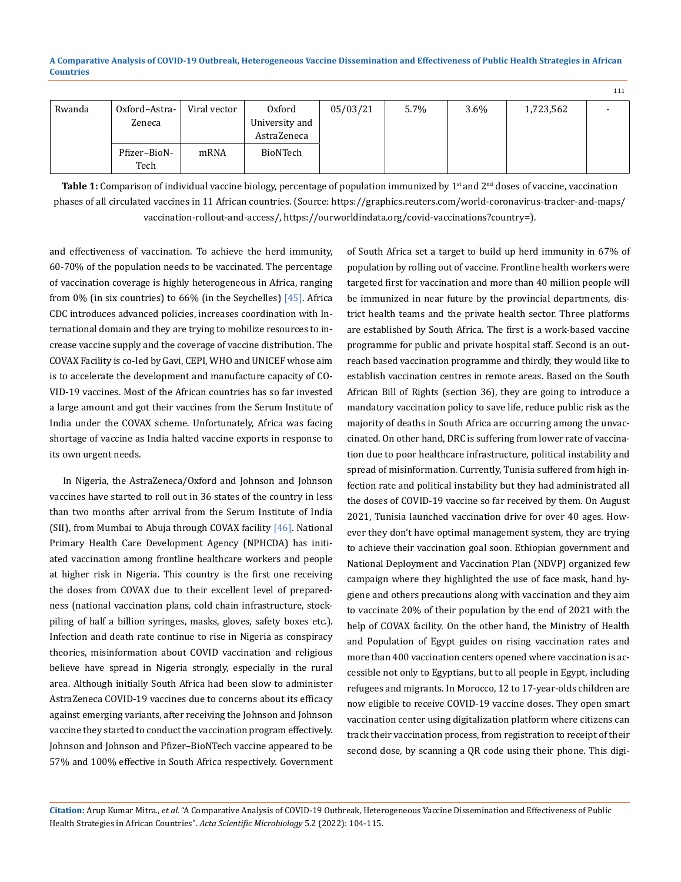| Rwanda | Oxford–AstraZeneca | Viral vector | Oxford University and AstraZeneca | 05/03/21 | 5.7% | 3.6% | 1,723,562 | - |
|---|---|---|---|---|---|---|---|---|
| | Pfizer–BioNTech | mRNA | BioNTech | | | | | |

**Table 1:** Comparison of individual vaccine biology, percentage of population immunized by 1st and 2nd doses of vaccine, vaccination phases of all circulated vaccines in 11 African countries. (Source: https://graphics.reuters.com/world-coronavirus-tracker-and-maps/vaccination-rollout-and-access/, https://ourworldindata.org/covid-vaccinations?country=).

and effectiveness of vaccination. To achieve the herd immunity, 60-70% of the population needs to be vaccinated. The percentage of vaccination coverage is highly heterogeneous in Africa, ranging from 0% (in six countries) to 66% (in the Seychelles) [45]. Africa CDC introduces advanced policies, increases coordination with International domain and they are trying to mobilize resources to increase vaccine supply and the coverage of vaccine distribution. The COVAX Facility is co-led by Gavi, CEPI, WHO and UNICEF whose aim is to accelerate the development and manufacture capacity of COVID-19 vaccines. Most of the African countries has so far invested a large amount and got their vaccines from the Serum Institute of India under the COVAX scheme. Unfortunately, Africa was facing shortage of vaccine as India halted vaccine exports in response to its own urgent needs.

In Nigeria, the AstraZeneca/Oxford and Johnson and Johnson vaccines have started to roll out in 36 states of the country in less than two months after arrival from the Serum Institute of India (SII), from Mumbai to Abuja through COVAX facility [46]. National Primary Health Care Development Agency (NPHCDA) has initiated vaccination among frontline healthcare workers and people at higher risk in Nigeria. This country is the first one receiving the doses from COVAX due to their excellent level of preparedness (national vaccination plans, cold chain infrastructure, stockpiling of half a billion syringes, masks, gloves, safety boxes etc.). Infection and death rate continue to rise in Nigeria as conspiracy theories, misinformation about COVID vaccination and religious believe have spread in Nigeria strongly, especially in the rural area. Although initially South Africa had been slow to administer AstraZeneca COVID-19 vaccines due to concerns about its efficacy against emerging variants, after receiving the Johnson and Johnson vaccine they started to conduct the vaccination program effectively. Johnson and Johnson and Pfizer–BioNTech vaccine appeared to be 57% and 100% effective in South Africa respectively. Government of South Africa set a target to build up herd immunity in 67% of population by rolling out of vaccine. Frontline health workers were targeted first for vaccination and more than 40 million people will be immunized in near future by the provincial departments, district health teams and the private health sector. Three platforms are established by South Africa. The first is a work-based vaccine programme for public and private hospital staff. Second is an outreach based vaccination programme and thirdly, they would like to establish vaccination centres in remote areas. Based on the South African Bill of Rights (section 36), they are going to introduce a mandatory vaccination policy to save life, reduce public risk as the majority of deaths in South Africa are occurring among the unvaccinated. On other hand, DRC is suffering from lower rate of vaccination due to poor healthcare infrastructure, political instability and spread of misinformation. Currently, Tunisia suffered from high infection rate and political instability but they had administrated all the doses of COVID-19 vaccine so far received by them. On August 2021, Tunisia launched vaccination drive for over 40 ages. However they don't have optimal management system, they are trying to achieve their vaccination goal soon. Ethiopian government and National Deployment and Vaccination Plan (NDVP) organized few campaign where they highlighted the use of face mask, hand hygiene and others precautions along with vaccination and they aim to vaccinate 20% of their population by the end of 2021 with the help of COVAX facility. On the other hand, the Ministry of Health and Population of Egypt guides on rising vaccination rates and more than 400 vaccination centers opened where vaccination is accessible not only to Egyptians, but to all people in Egypt, including refugees and migrants. In Morocco, 12 to 17-year-olds children are now eligible to receive COVID-19 vaccine doses. They open smart vaccination center using digitalization platform where citizens can track their vaccination process, from registration to receipt of their second dose, by scanning a QR code using their phone. This digi-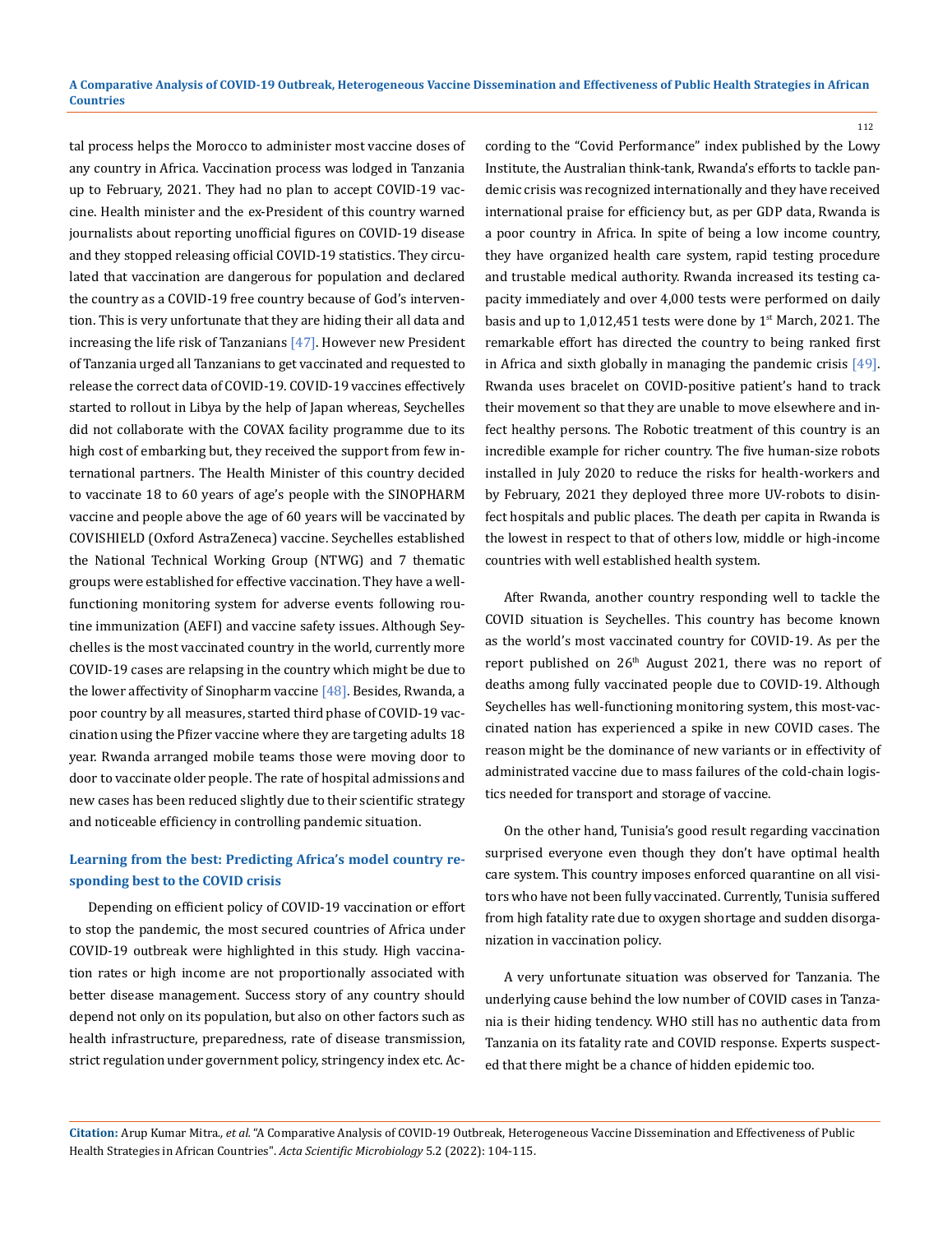tal process helps the Morocco to administer most vaccine doses of any country in Africa. Vaccination process was lodged in Tanzania up to February, 2021. They had no plan to accept COVID-19 vaccine. Health minister and the ex-President of this country warned journalists about reporting unofficial figures on COVID-19 disease and they stopped releasing official COVID-19 statistics. They circulated that vaccination are dangerous for population and declared the country as a COVID-19 free country because of God's intervention. This is very unfortunate that they are hiding their all data and increasing the life risk of Tanzanians [47]. However new President of Tanzania urged all Tanzanians to get vaccinated and requested to release the correct data of COVID-19. COVID-19 vaccines effectively started to rollout in Libya by the help of Japan whereas, Seychelles did not collaborate with the COVAX facility programme due to its high cost of embarking but, they received the support from few international partners. The Health Minister of this country decided to vaccinate 18 to 60 years of age's people with the SINOPHARM vaccine and people above the age of 60 years will be vaccinated by COVISHIELD (Oxford AstraZeneca) vaccine. Seychelles established the National Technical Working Group (NTWG) and 7 thematic groups were established for effective vaccination. They have a well-functioning monitoring system for adverse events following routine immunization (AEFI) and vaccine safety issues. Although Seychelles is the most vaccinated country in the world, currently more COVID-19 cases are relapsing in the country which might be due to the lower affectivity of Sinopharm vaccine [48]. Besides, Rwanda, a poor country by all measures, started third phase of COVID-19 vaccination using the Pfizer vaccine where they are targeting adults 18 year. Rwanda arranged mobile teams those were moving door to door to vaccinate older people. The rate of hospital admissions and new cases has been reduced slightly due to their scientific strategy and noticeable efficiency in controlling pandemic situation.

## Learning from the best: Predicting Africa's model country responding best to the COVID crisis

Depending on efficient policy of COVID-19 vaccination or effort to stop the pandemic, the most secured countries of Africa under COVID-19 outbreak were highlighted in this study. High vaccination rates or high income are not proportionally associated with better disease management. Success story of any country should depend not only on its population, but also on other factors such as health infrastructure, preparedness, rate of disease transmission, strict regulation under government policy, stringency index etc. According to the "Covid Performance" index published by the Lowy Institute, the Australian think-tank, Rwanda's efforts to tackle pandemic crisis was recognized internationally and they have received international praise for efficiency but, as per GDP data, Rwanda is a poor country in Africa. In spite of being a low income country, they have organized health care system, rapid testing procedure and trustable medical authority. Rwanda increased its testing capacity immediately and over 4,000 tests were performed on daily basis and up to 1,012,451 tests were done by 1st March, 2021. The remarkable effort has directed the country to being ranked first in Africa and sixth globally in managing the pandemic crisis [49]. Rwanda uses bracelet on COVID-positive patient's hand to track their movement so that they are unable to move elsewhere and infect healthy persons. The Robotic treatment of this country is an incredible example for richer country. The five human-size robots installed in July 2020 to reduce the risks for health-workers and by February, 2021 they deployed three more UV-robots to disinfect hospitals and public places. The death per capita in Rwanda is the lowest in respect to that of others low, middle or high-income countries with well established health system.

After Rwanda, another country responding well to tackle the COVID situation is Seychelles. This country has become known as the world's most vaccinated country for COVID-19. As per the report published on 26th August 2021, there was no report of deaths among fully vaccinated people due to COVID-19. Although Seychelles has well-functioning monitoring system, this most-vaccinated nation has experienced a spike in new COVID cases. The reason might be the dominance of new variants or in effectivity of administrated vaccine due to mass failures of the cold-chain logistics needed for transport and storage of vaccine.

On the other hand, Tunisia's good result regarding vaccination surprised everyone even though they don't have optimal health care system. This country imposes enforced quarantine on all visitors who have not been fully vaccinated. Currently, Tunisia suffered from high fatality rate due to oxygen shortage and sudden disorganization in vaccination policy.

A very unfortunate situation was observed for Tanzania. The underlying cause behind the low number of COVID cases in Tanzania is their hiding tendency. WHO still has no authentic data from Tanzania on its fatality rate and COVID response. Experts suspected that there might be a chance of hidden epidemic too.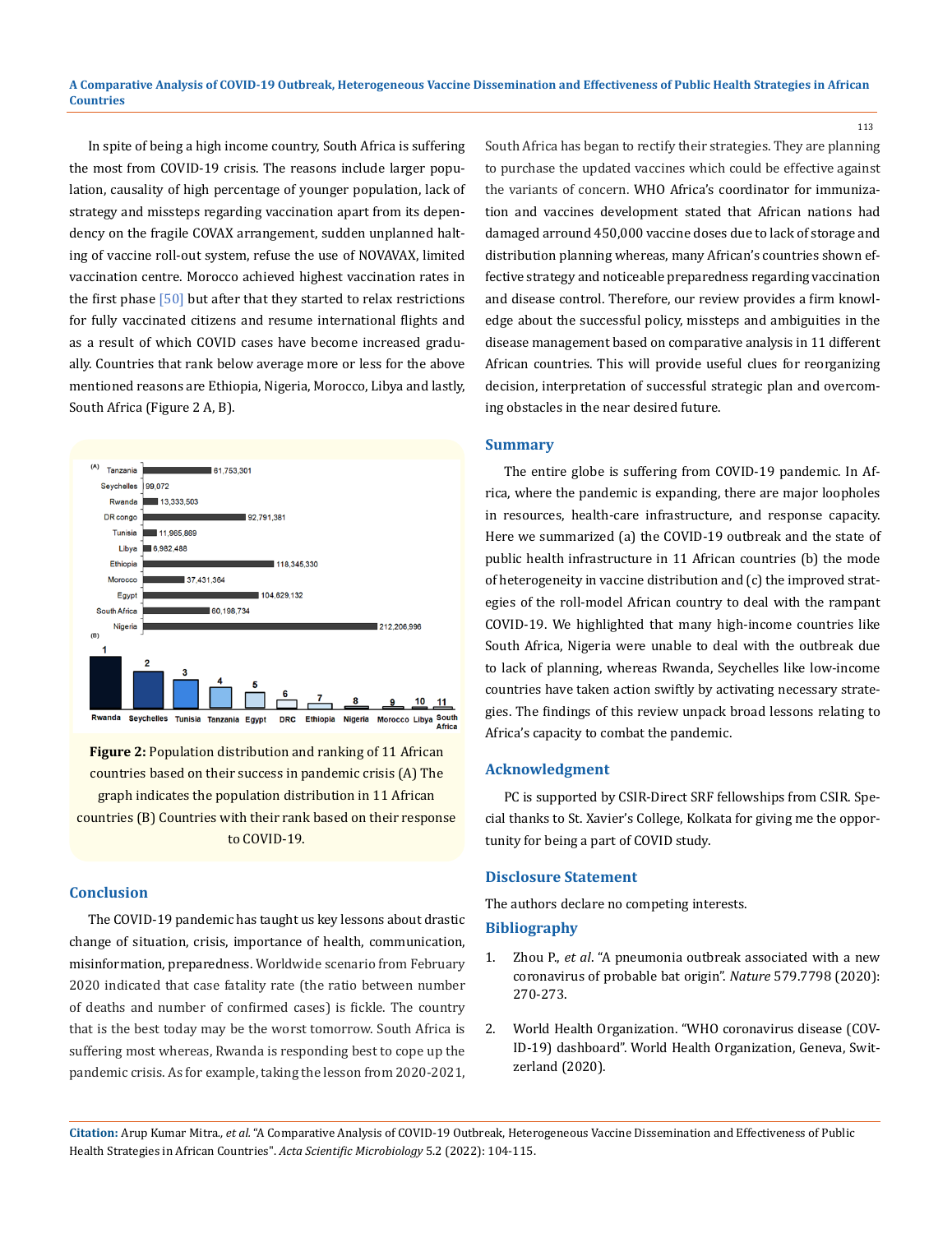In spite of being a high income country, South Africa is suffering the most from COVID-19 crisis. The reasons include larger population, causality of high percentage of younger population, lack of strategy and missteps regarding vaccination apart from its dependency on the fragile COVAX arrangement, sudden unplanned halting of vaccine roll-out system, refuse the use of NOVAVAX, limited vaccination centre. Morocco achieved highest vaccination rates in the first phase [50] but after that they started to relax restrictions for fully vaccinated citizens and resume international flights and as a result of which COVID cases have become increased gradually. Countries that rank below average more or less for the above mentioned reasons are Ethiopia, Nigeria, Morocco, Libya and lastly, South Africa (Figure 2 A, B).

**Figure 2:** Population distribution and ranking of 11 African countries based on their success in pandemic crisis (A) The graph indicates the population distribution in 11 African countries (B) Countries with their rank based on their response to COVID-19.

## Conclusion

The COVID-19 pandemic has taught us key lessons about drastic change of situation, crisis, importance of health, communication, misinformation, preparedness. Worldwide scenario from February 2020 indicated that case fatality rate (the ratio between number of deaths and number of confirmed cases) is fickle. The country that is the best today may be the worst tomorrow. South Africa is suffering most whereas, Rwanda is responding best to cope up the pandemic crisis. As for example, taking the lesson from 2020-2021, South Africa has began to rectify their strategies. They are planning to purchase the updated vaccines which could be effective against the variants of concern. WHO Africa's coordinator for immunization and vaccines development stated that African nations had damaged arround 450,000 vaccine doses due to lack of storage and distribution planning whereas, many African's countries shown effective strategy and noticeable preparedness regarding vaccination and disease control. Therefore, our review provides a firm knowledge about the successful policy, missteps and ambiguities in the disease management based on comparative analysis in 11 different African countries. This will provide useful clues for reorganizing decision, interpretation of successful strategic plan and overcoming obstacles in the near desired future.

## Summary

The entire globe is suffering from COVID-19 pandemic. In Africa, where the pandemic is expanding, there are major loopholes in resources, health-care infrastructure, and response capacity. Here we summarized (a) the COVID-19 outbreak and the state of public health infrastructure in 11 African countries (b) the mode of heterogeneity in vaccine distribution and (c) the improved strategies of the roll-model African country to deal with the rampant COVID-19. We highlighted that many high-income countries like South Africa, Nigeria were unable to deal with the outbreak due to lack of planning, whereas Rwanda, Seychelles like low-income countries have taken action swiftly by activating necessary strategies. The findings of this review unpack broad lessons relating to Africa's capacity to combat the pandemic.

## Acknowledgment

PC is supported by CSIR-Direct SRF fellowships from CSIR. Special thanks to St. Xavier's College, Kolkata for giving me the opportunity for being a part of COVID study.

## Disclosure Statement

The authors declare no competing interests.

## Bibliography

1. Zhou P., *et al*. "A pneumonia outbreak associated with a new coronavirus of probable bat origin". *Nature* 579.7798 (2020): 270-273.

2. World Health Organization. "WHO coronavirus disease (COVID-19) dashboard". World Health Organization, Geneva, Switzerland (2020).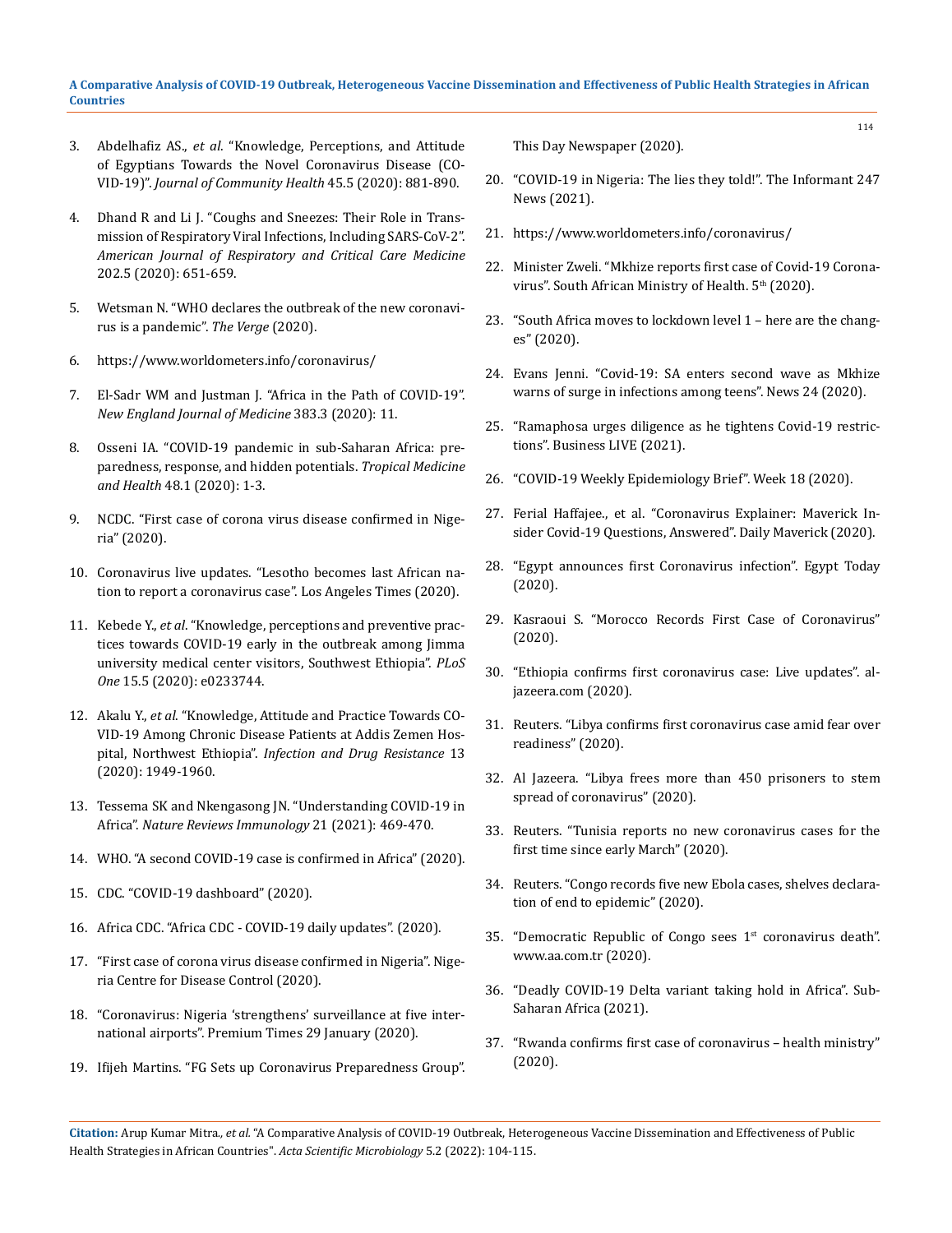3. Abdelhafiz AS., *et al*. "Knowledge, Perceptions, and Attitude of Egyptians Towards the Novel Coronavirus Disease (COVID-19)". *Journal of Community Health* 45.5 (2020): 881-890.

4. Dhand R and Li J. "Coughs and Sneezes: Their Role in Transmission of Respiratory Viral Infections, Including SARS-CoV-2". *American Journal of Respiratory and Critical Care Medicine* 202.5 (2020): 651-659.

5. Wetsman N. "WHO declares the outbreak of the new coronavirus is a pandemic". *The Verge* (2020).

6. https://www.worldometers.info/coronavirus/

7. El-Sadr WM and Justman J. "Africa in the Path of COVID-19". *New England Journal of Medicine* 383.3 (2020): 11.

8. Osseni IA. "COVID-19 pandemic in sub-Saharan Africa: preparedness, response, and hidden potentials. *Tropical Medicine and Health* 48.1 (2020): 1-3.

9. NCDC. "First case of corona virus disease confirmed in Nigeria" (2020).

10. Coronavirus live updates. "Lesotho becomes last African nation to report a coronavirus case". Los Angeles Times (2020).

11. Kebede Y., *et al*. "Knowledge, perceptions and preventive practices towards COVID-19 early in the outbreak among Jimma university medical center visitors, Southwest Ethiopia". *PLoS One* 15.5 (2020): e0233744.

12. Akalu Y., *et al*. "Knowledge, Attitude and Practice Towards COVID-19 Among Chronic Disease Patients at Addis Zemen Hospital, Northwest Ethiopia". *Infection and Drug Resistance* 13 (2020): 1949-1960.

13. Tessema SK and Nkengasong JN. "Understanding COVID-19 in Africa". *Nature Reviews Immunology* 21 (2021): 469-470.

14. WHO. "A second COVID-19 case is confirmed in Africa" (2020).

15. CDC. "COVID-19 dashboard" (2020).

16. Africa CDC. "Africa CDC - COVID-19 daily updates". (2020).

17. "First case of corona virus disease confirmed in Nigeria". Nigeria Centre for Disease Control (2020).

18. "Coronavirus: Nigeria 'strengthens' surveillance at five international airports". Premium Times 29 January (2020).

19. Ifijeh Martins. "FG Sets up Coronavirus Preparedness Group". This Day Newspaper (2020).

20. "COVID-19 in Nigeria: The lies they told!". The Informant 247 News (2021).

21. https://www.worldometers.info/coronavirus/

22. Minister Zweli. "Mkhize reports first case of Covid-19 Coronavirus". South African Ministry of Health. 5th (2020).

23. "South Africa moves to lockdown level 1 – here are the changes" (2020).

24. Evans Jenni. "Covid-19: SA enters second wave as Mkhize warns of surge in infections among teens". News 24 (2020).

25. "Ramaphosa urges diligence as he tightens Covid-19 restrictions". Business LIVE (2021).

26. "COVID-19 Weekly Epidemiology Brief". Week 18 (2020).

27. Ferial Haffajee., et al. "Coronavirus Explainer: Maverick Insider Covid-19 Questions, Answered". Daily Maverick (2020).

28. "Egypt announces first Coronavirus infection". Egypt Today (2020).

29. Kasraoui S. "Morocco Records First Case of Coronavirus" (2020).

30. "Ethiopia confirms first coronavirus case: Live updates". aljazeera.com (2020).

31. Reuters. "Libya confirms first coronavirus case amid fear over readiness" (2020).

32. Al Jazeera. "Libya frees more than 450 prisoners to stem spread of coronavirus" (2020).

33. Reuters. "Tunisia reports no new coronavirus cases for the first time since early March" (2020).

34. Reuters. "Congo records five new Ebola cases, shelves declaration of end to epidemic" (2020).

35. "Democratic Republic of Congo sees 1st coronavirus death". www.aa.com.tr (2020).

36. "Deadly COVID-19 Delta variant taking hold in Africa". Sub-Saharan Africa (2021).

37. "Rwanda confirms first case of coronavirus – health ministry" (2020).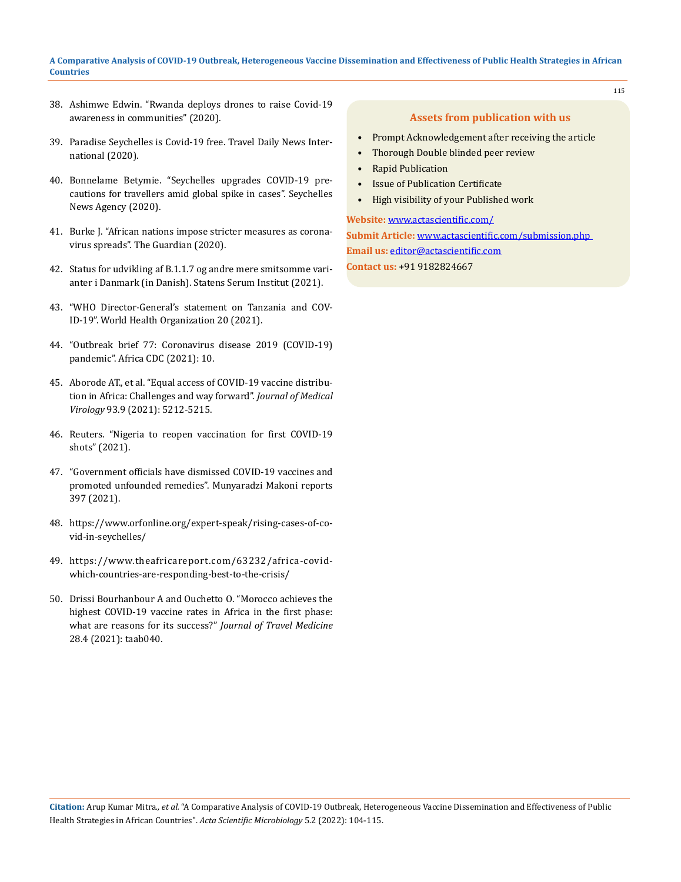38. Ashimwe Edwin. "Rwanda deploys drones to raise Covid-19 awareness in communities" (2020).

39. Paradise Seychelles is Covid-19 free. Travel Daily News International (2020).

40. Bonnelame Betymie. "Seychelles upgrades COVID-19 precautions for travellers amid global spike in cases". Seychelles News Agency (2020).

41. Burke J. "African nations impose stricter measures as coronavirus spreads". The Guardian (2020).

42. Status for udvikling af B.1.1.7 og andre mere smitsomme varianter i Danmark (in Danish). Statens Serum Institut (2021).

43. "WHO Director-General's statement on Tanzania and COVID-19". World Health Organization 20 (2021).

44. "Outbreak brief 77: Coronavirus disease 2019 (COVID-19) pandemic". Africa CDC (2021): 10.

45. Aborode AT., et al. "Equal access of COVID-19 vaccine distribution in Africa: Challenges and way forward". *Journal of Medical Virology* 93.9 (2021): 5212-5215.

46. Reuters. "Nigeria to reopen vaccination for first COVID-19 shots" (2021).

47. "Government officials have dismissed COVID-19 vaccines and promoted unfounded remedies". Munyaradzi Makoni reports 397 (2021).

48. https://www.orfonline.org/expert-speak/rising-cases-of-covid-in-seychelles/

49. https://www.theafricareport.com/63232/africa-covid-which-countries-are-responding-best-to-the-crisis/

50. Drissi Bourhanbour A and Ouchetto O. "Morocco achieves the highest COVID-19 vaccine rates in Africa in the first phase: what are reasons for its success?" *Journal of Travel Medicine* 28.4 (2021): taab040.

### Assets from publication with us

- Prompt Acknowledgement after receiving the article
- Thorough Double blinded peer review
- Rapid Publication
- Issue of Publication Certificate
- High visibility of your Published work

**Website:** www.actascientific.com/

**Submit Article:** www.actascientific.com/submission.php

**Email us:** editor@actascientific.com

**Contact us:** +91 9182824667